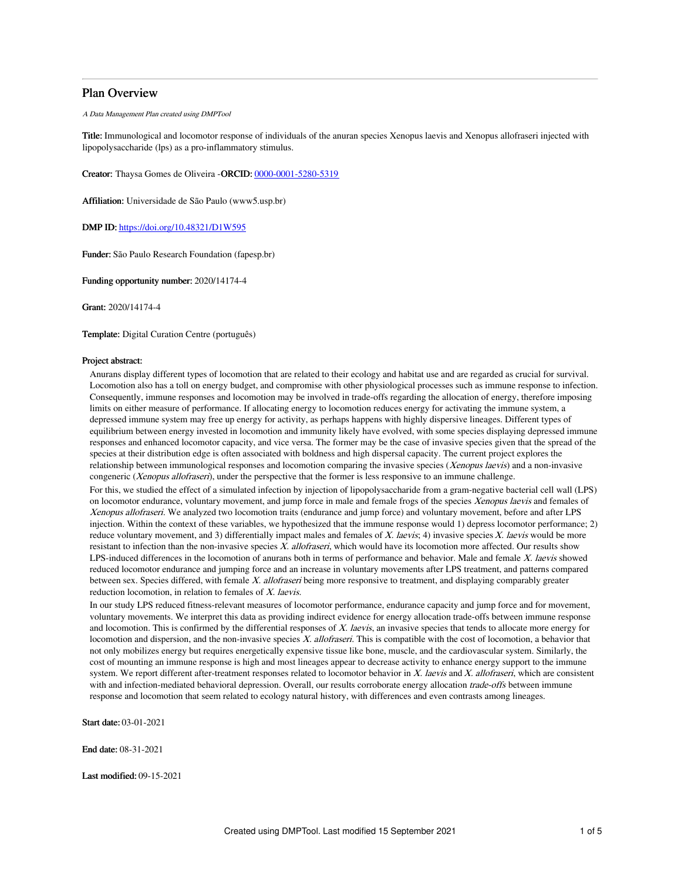# Plan Overview

*A Data Management Plan created using DMPTool*

**Title:** Immunological and locomotor response of individuals of the anuran species Xenopus laevis and Xenopus allofraseri injected with lipopolysaccharide (lps) as a pro-inflammatory stimulus.

**Creator:** Thaysa Gomes de Oliveira -**ORCID:** 0000-0001-5280-5319

**Affiliation:** Universidade de São Paulo (www5.usp.br)

**DMP ID:** https://doi.org/10.48321/D1W595

**Funder:** São Paulo Research Foundation (fapesp.br)

**Funding opportunity number:** 2020/14174-4

**Grant:** 2020/14174-4

**Template:** Digital Curation Centre (português)

**Project abstract:**

Anurans display different types of locomotion that are related to their ecology and habitat use and are regarded as crucial for survival. Locomotion also has a toll on energy budget, and compromise with other physiological processes such as immune response to infection. Consequently, immune responses and locomotion may be involved in trade-offs regarding the allocation of energy, therefore imposing limits on either measure of performance. If allocating energy to locomotion reduces energy for activating the immune system, a depressed immune system may free up energy for activity, as perhaps happens with highly dispersive lineages. Different types of equilibrium between energy invested in locomotion and immunity likely have evolved, with some species displaying depressed immune responses and enhanced locomotor capacity, and vice versa. The former may be the case of invasive species given that the spread of the species at their distribution edge is often associated with boldness and high dispersal capacity. The current project explores the relationship between immunological responses and locomotion comparing the invasive species (*Xenopus laevis*) and a non-invasive congeneric (*Xenopus allofraseri*), under the perspective that the former is less responsive to an immune challenge.

For this, we studied the effect of a simulated infection by injection of lipopolysaccharide from a gram-negative bacterial cell wall (LPS) on locomotor endurance, voluntary movement, and jump force in male and female frogs of the species *Xenopus laevis* and females of *Xenopus allofraseri*. We analyzed two locomotion traits (endurance and jump force) and voluntary movement, before and after LPS injection. Within the context of these variables, we hypothesized that the immune response would 1) depress locomotor performance; 2) reduce voluntary movement, and 3) differentially impact males and females of *X. laevis*; 4) invasive species *X. laevis* would be more resistant to infection than the non-invasive species *X. allofraseri*, which would have its locomotion more affected. Our results show LPS-induced differences in the locomotion of anurans both in terms of performance and behavior. Male and female *X. laevis* showed reduced locomotor endurance and jumping force and an increase in voluntary movements after LPS treatment, and patterns compared between sex. Species differed, with female *X. allofraseri* being more responsive to treatment, and displaying comparably greater reduction locomotion, in relation to females of *X. laevis.*

In our study LPS reduced fitness-relevant measures of locomotor performance, endurance capacity and jump force and for movement, voluntary movements. We interpret this data as providing indirect evidence for energy allocation trade-offs between immune response and locomotion. This is confirmed by the differential responses of *X. laevis*, an invasive species that tends to allocate more energy for locomotion and dispersion, and the non-invasive species *X. allofraseri*. This is compatible with the cost of locomotion, a behavior that not only mobilizes energy but requires energetically expensive tissue like bone, muscle, and the cardiovascular system. Similarly, the cost of mounting an immune response is high and most lineages appear to decrease activity to enhance energy support to the immune system. We report different after-treatment responses related to locomotor behavior in *X. laevis* and *X. allofraseri*, which are consistent with and infection-mediated behavioral depression. Overall, our results corroborate energy allocation *trade-offs* between immune response and locomotion that seem related to ecology natural history, with differences and even contrasts among lineages.

**Start date:** 03-01-2021

**End date:** 08-31-2021

**Last modified:** 09-15-2021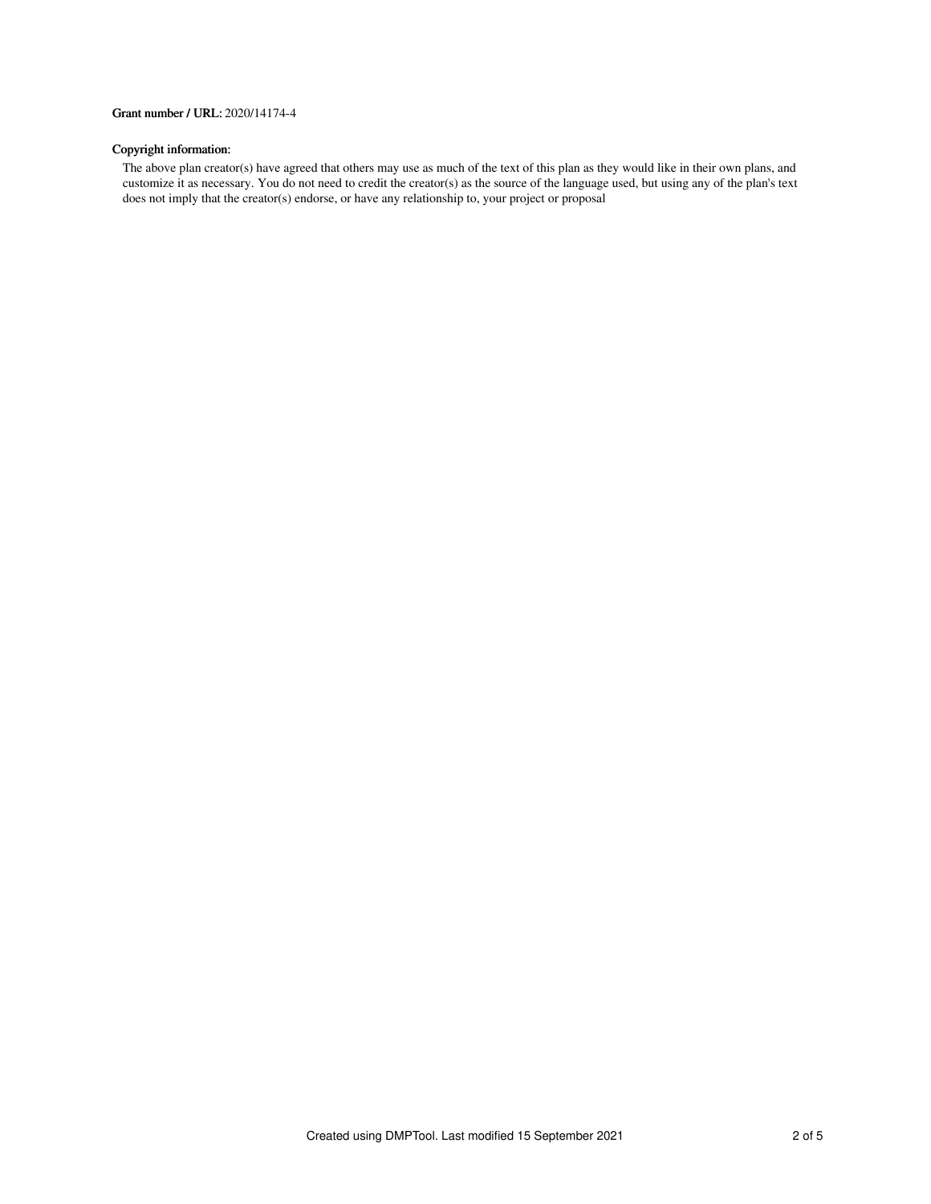**Grant number / URL:** 2020/14174-4

**Copyright information:**

The above plan creator(s) have agreed that others may use as much of the text of this plan as they would like in their own plans, and customize it as necessary. You do not need to credit the creator(s) as the source of the language used, but using any of the plan's text does not imply that the creator(s) endorse, or have any relationship to, your project or proposal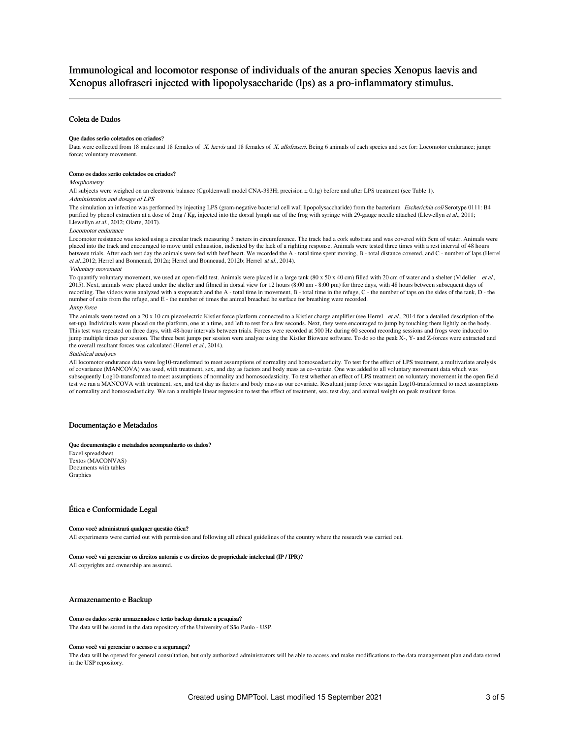# Immunological and locomotor response of individuals of the anuran species Xenopus laevis and Xenopus allofraseri injected with lipopolysaccharide (lps) as a pro-inflammatory stimulus.

## Coleta de Dados

#### Que dados serão coletados ou criados?

Data were collected from 18 males and 18 females of *X. laevis* and 18 females of *X. allofraseri*. Being 6 animals of each species and sex for: Locomotor endurance; jumpr force; voluntary movement.

#### Como os dados serão coletados ou criados?

*Morphometry*

All subjects were weighed on an electronic balance (Cgoldenwall model CNA-383H; precision ± 0.1g) before and after LPS treatment (see Table 1).

*Administration and dosage of LPS*

The simulation an infection was performed by injecting LPS (gram-negative bacterial cell wall lipopolysaccharide) from the bacterium *Escherichia coli* Serotype 0111: B4 purified by phenol extraction at a dose of 2mg / Kg, injected into the dorsal lymph sac of the frog with syringe with 29-gauge needle attached (Llewellyn *et al*., 2011; Llewellyn *et al*., 2012; Olarte, 2017).

*Locomotor endurance*

Locomotor resistance was tested using a circular track measuring 3 meters in circumference. The track had a cork substrate and was covered with 5cm of water. Animals were placed into the track and encouraged to move until exhaustion, indicated by the lack of a righting response. Animals were tested three times with a rest interval of 48 hours between trials. After each test day the animals were fed with beef heart. We recorded the A - total time spent moving, B - total distance covered, and C - number of laps (Herrel *et al*.,2012; Herrel and Bonneaud, 2012a; Herrel and Bonneaud, 2012b; Herrel *at al*., 2014).

*Voluntary movement*

To quantify voluntary movement, we used an open-field test. Animals were placed in a large tank (80 x 50 x 40 cm) filled with 20 cm of water and a shelter (Videlier *et al*., 2015). Next, animals were placed under the shelter and filmed in dorsal view for 12 hours (8:00 am - 8:00 pm) for three days, with 48 hours between subsequent days of recording. The videos were analyzed with a stopwatch and the A - total time in movement, B - total time in the refuge, C - the number of taps on the sides of the tank, D - the number of exits from the refuge, and E - the number of times the animal breached he surface for breathing were recorded.

*Jump force*

The animals were tested on a 20 x 10 cm piezoelectric Kistler force platform connected to a Kistler charge amplifier (see Herrel *et al*., 2014 for a detailed description of the set-up). Individuals were placed on the platform, one at a time, and left to rest for a few seconds. Next, they were encouraged to jump by touching them lightly on the body. This test was repeated on three days, with 48-hour intervals between trials. Forces were recorded at 500 Hz during 60 second recording sessions and frogs were induced to jump multiple times per session. The three best jumps per session were analyze using the Kistler Bioware software. To do so the peak X-, Y- and Z-forces were extracted and the overall resultant forces was calculated (Herrel *et al*., 2014).

*Statistical analyses*

All locomotor endurance data were log10-transformed to meet assumptions of normality and homoscedasticity. To test for the effect of LPS treatment, a multivariate analysis of covariance (MANCOVA) was used, with treatment, sex, and day as factors and body mass as co-variate. One was added to all voluntary movement data which was subsequently Log10-transformed to meet assumptions of normality and homoscedasticity. To test whether an effect of LPS treatment on voluntary movement in the open field test we ran a MANCOVA with treatment, sex, and test day as factors and body mass as our covariate. Resultant jump force was again Log10-transformed to meet assumptions of normality and homoscedasticity. We ran a multiple linear regression to test the effect of treatment, sex, test day, and animal weight on peak resultant force.

## Documentação e Metadados

#### Que documentação e metadados acompanharão os dados?

Excel spreadsheet
Textos (MACONVAS)
Documents with tables
Graphics

## Ética e Conformidade Legal

#### Como você administrará qualquer questão ética?

All experiments were carried out with permission and following all ethical guidelines of the country where the research was carried out.

#### Como você vai gerenciar os direitos autorais e os direitos de propriedade intelectual (IP / IPR)?

All copyrights and ownership are assured.

## Armazenamento e Backup

#### Como os dados serão armazenados e terão backup durante a pesquisa?

The data will be stored in the data repository of the University of São Paulo - USP.

#### Como você vai gerenciar o acesso e a segurança?

The data will be opened for general consultation, but only authorized administrators will be able to access and make modifications to the data management plan and data stored in the USP repository.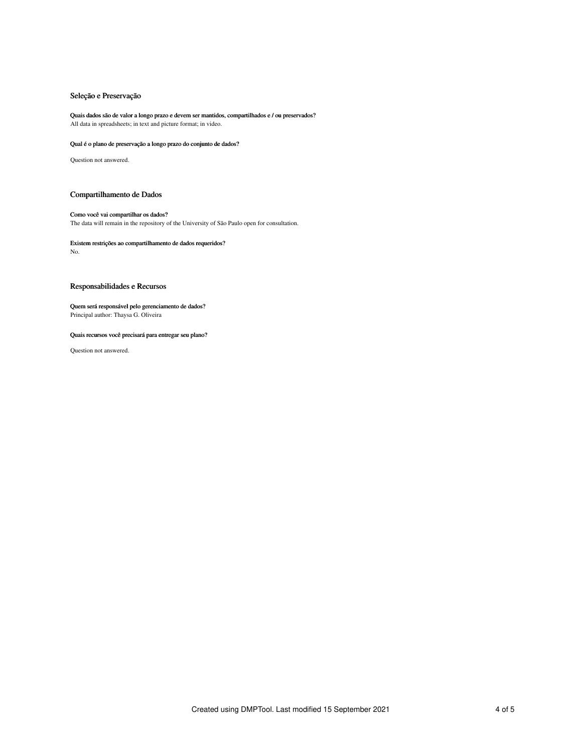## Seleção e Preservação

**Quais dados são de valor a longo prazo e devem ser mantidos, compartilhados e / ou preservados?**

All data in spreadsheets; in text and picture format; in video.

**Qual é o plano de preservação a longo prazo do conjunto de dados?**

Question not answered.

## Compartilhamento de Dados

**Como você vai compartilhar os dados?**

The data will remain in the repository of the University of São Paulo open for consultation.

**Existem restrições ao compartilhamento de dados requeridos?**

No.

## Responsabilidades e Recursos

**Quem será responsável pelo gerenciamento de dados?**

Principal author: Thaysa G. Oliveira

**Quais recursos você precisará para entregar seu plano?**

Question not answered.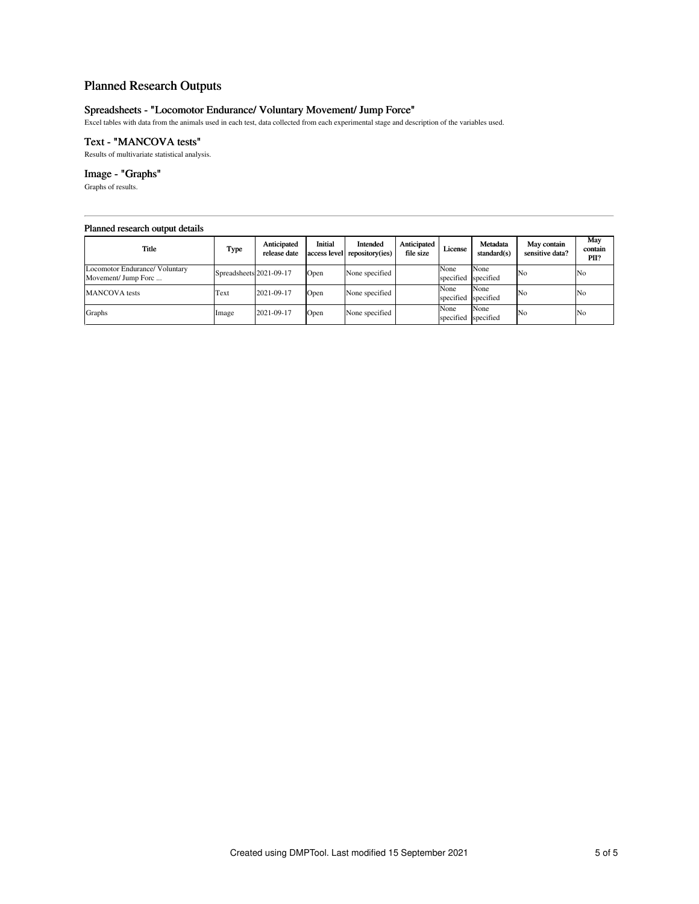## Planned Research Outputs

### Spreadsheets - "Locomotor Endurance/ Voluntary Movement/ Jump Force"

Excel tables with data from the animals used in each test, data collected from each experimental stage and description of the variables used.

### Text - "MANCOVA tests"

Results of multivariate statistical analysis.

### Image - "Graphs"

Graphs of results.

---

#### Planned research output details

| Title | Type | Anticipated release date | Initial access level | Intended repository(ies) | Anticipated file size | License | Metadata standard(s) | May contain sensitive data? | May contain PII? |
|---|---|---|---|---|---|---|---|---|---|
| Locomotor Endurance/ Voluntary Movement/ Jump Forc ... | Spreadsheets | 2021-09-17 | Open | None specified | | None specified | None specified | No | No |
| MANCOVA tests | Text | 2021-09-17 | Open | None specified | | None specified | None specified | No | No |
| Graphs | Image | 2021-09-17 | Open | None specified | | None specified | None specified | No | No |